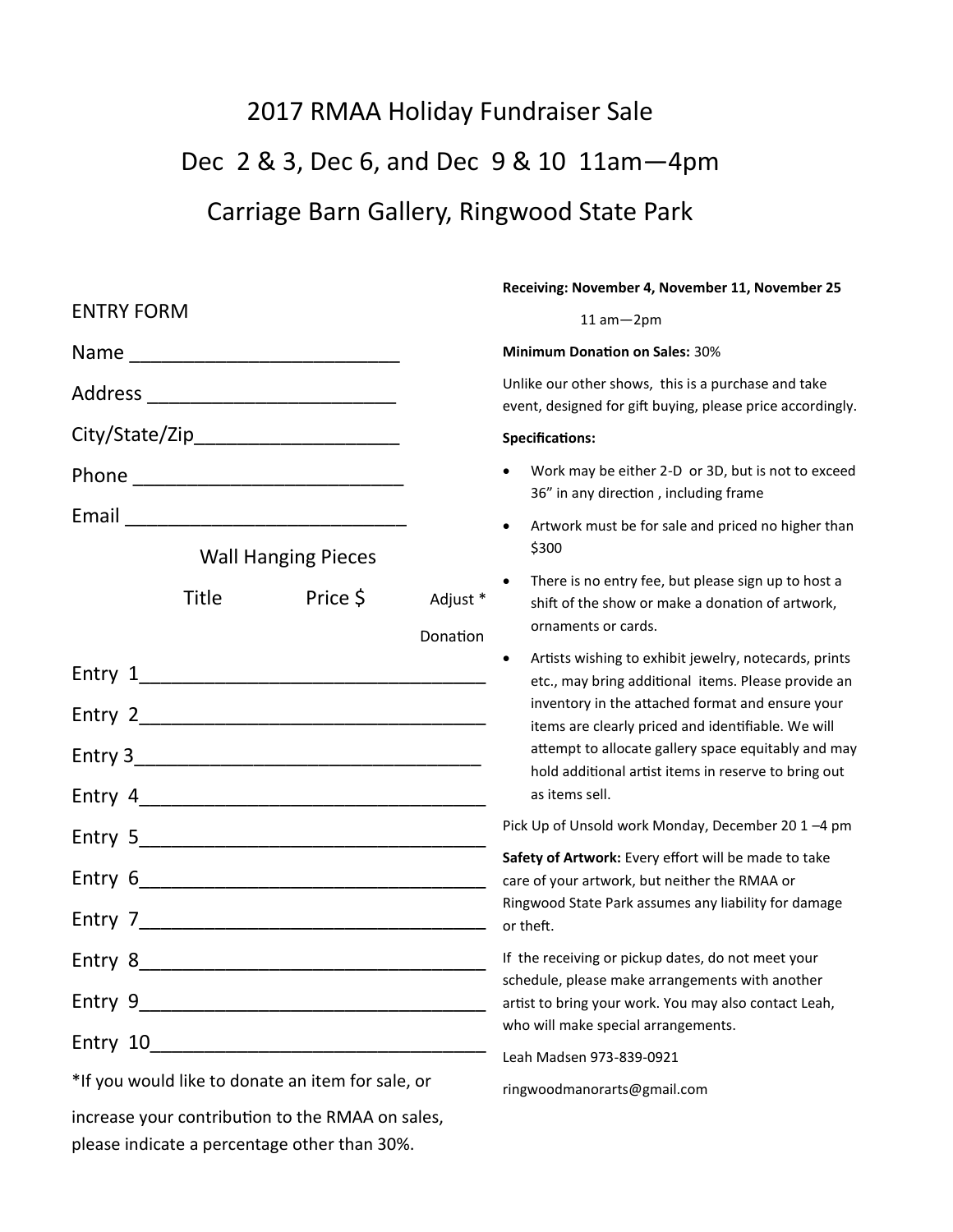# 2017 RMAA Holiday Fundraiser Sale

## Dec 2 & 3, Dec 6, and Dec 9 & 10 11am—4pm

## Carriage Barn Gallery, Ringwood State Park

ENTRY FORM

Name ________________________

Address _______________________

City/State/Zip__________________

Phone ________________________

Email _________________________

Wall Hanging Pieces

| | Title | Price $ | Adjust * Donation |
|---|---|---|---|
| Entry 1 | | | |
| Entry 2 | | | |
| Entry 3 | | | |
| Entry 4 | | | |
| Entry 5 | | | |
| Entry 6 | | | |
| Entry 7 | | | |
| Entry 8 | | | |
| Entry 9 | | | |
| Entry 10 | | | |

*If you would like to donate an item for sale, or increase your contribution to the RMAA on sales, please indicate a percentage other than 30%.

**Receiving: November 4, November 11, November 25**

11 am—2pm

**Minimum Donation on Sales:** 30%

Unlike our other shows, this is a purchase and take event, designed for gift buying, please price accordingly.

**Specifications:**

- Work may be either 2-D or 3D, but is not to exceed 36" in any direction , including frame
- Artwork must be for sale and priced no higher than $300
- There is no entry fee, but please sign up to host a shift of the show or make a donation of artwork, ornaments or cards.
- Artists wishing to exhibit jewelry, notecards, prints etc., may bring additional items. Please provide an inventory in the attached format and ensure your items are clearly priced and identifiable. We will attempt to allocate gallery space equitably and may hold additional artist items in reserve to bring out as items sell.

Pick Up of Unsold work Monday, December 20 1 –4 pm

**Safety of Artwork:** Every effort will be made to take care of your artwork, but neither the RMAA or Ringwood State Park assumes any liability for damage or theft.

If the receiving or pickup dates, do not meet your schedule, please make arrangements with another artist to bring your work. You may also contact Leah, who will make special arrangements.

Leah Madsen 973-839-0921

ringwoodmanorarts@gmail.com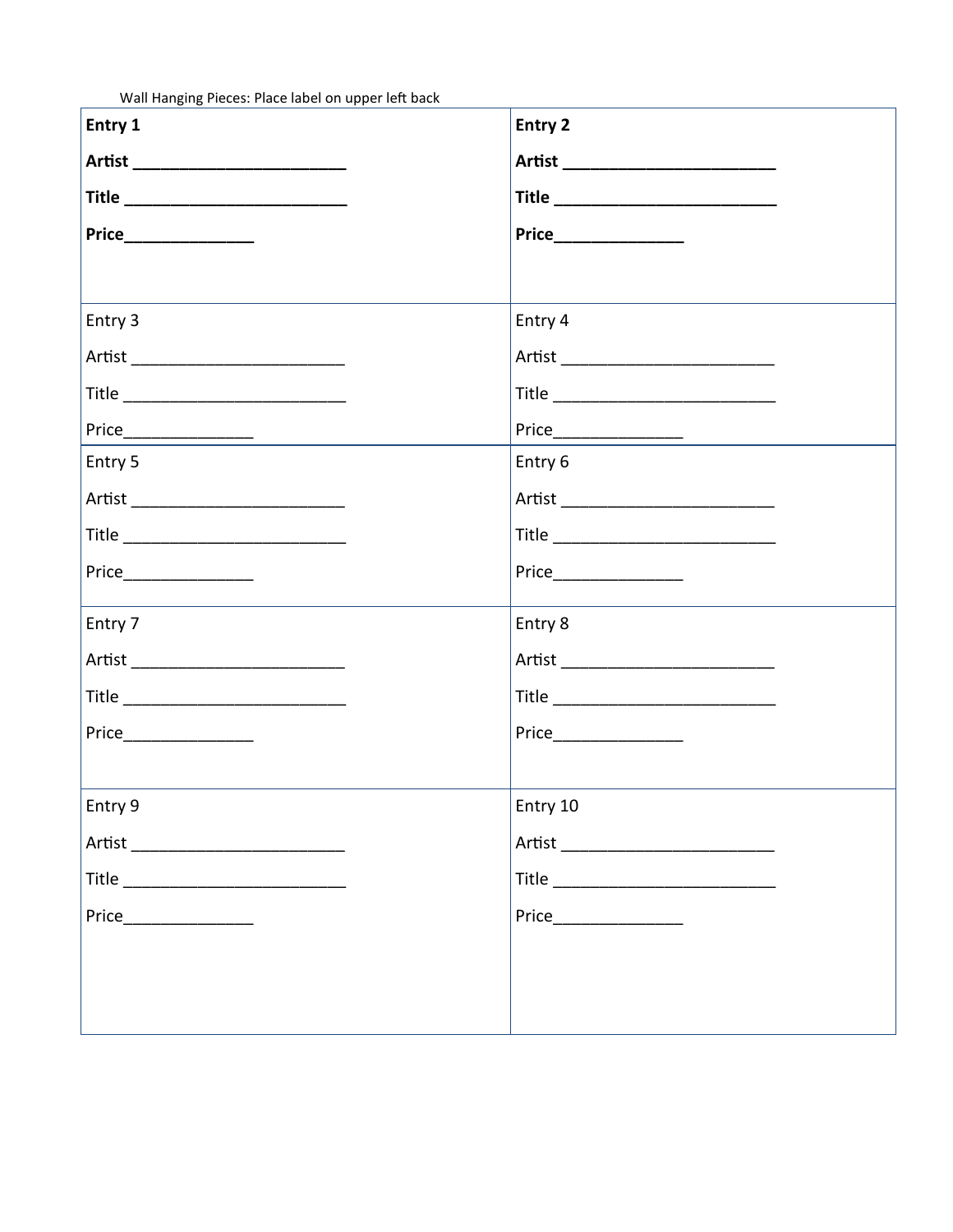Wall Hanging Pieces: Place label on upper left back

| | |
|---|---|
| **Entry 1**<br><br>**Artist \_\_\_\_\_\_\_\_\_\_\_\_\_\_\_\_\_\_\_\_\_\_\_\_**<br><br>**Title \_\_\_\_\_\_\_\_\_\_\_\_\_\_\_\_\_\_\_\_\_\_\_\_\_**<br><br>**Price\_\_\_\_\_\_\_\_\_\_\_\_\_\_** | **Entry 2**<br><br>**Artist \_\_\_\_\_\_\_\_\_\_\_\_\_\_\_\_\_\_\_\_\_\_\_\_**<br><br>**Title \_\_\_\_\_\_\_\_\_\_\_\_\_\_\_\_\_\_\_\_\_\_\_\_\_**<br><br>**Price\_\_\_\_\_\_\_\_\_\_\_\_\_\_** |
| Entry 3<br><br>Artist \_\_\_\_\_\_\_\_\_\_\_\_\_\_\_\_\_\_\_\_\_\_\_\_<br><br>Title \_\_\_\_\_\_\_\_\_\_\_\_\_\_\_\_\_\_\_\_\_\_\_\_\_<br><br>Price\_\_\_\_\_\_\_\_\_\_\_\_\_\_ | Entry 4<br><br>Artist \_\_\_\_\_\_\_\_\_\_\_\_\_\_\_\_\_\_\_\_\_\_\_\_<br><br>Title \_\_\_\_\_\_\_\_\_\_\_\_\_\_\_\_\_\_\_\_\_\_\_\_\_<br><br>Price\_\_\_\_\_\_\_\_\_\_\_\_\_\_ |
| Entry 5<br><br>Artist \_\_\_\_\_\_\_\_\_\_\_\_\_\_\_\_\_\_\_\_\_\_\_\_<br><br>Title \_\_\_\_\_\_\_\_\_\_\_\_\_\_\_\_\_\_\_\_\_\_\_\_\_<br><br>Price\_\_\_\_\_\_\_\_\_\_\_\_\_\_ | Entry 6<br><br>Artist \_\_\_\_\_\_\_\_\_\_\_\_\_\_\_\_\_\_\_\_\_\_\_\_<br><br>Title \_\_\_\_\_\_\_\_\_\_\_\_\_\_\_\_\_\_\_\_\_\_\_\_\_<br><br>Price\_\_\_\_\_\_\_\_\_\_\_\_\_\_ |
| Entry 7<br><br>Artist \_\_\_\_\_\_\_\_\_\_\_\_\_\_\_\_\_\_\_\_\_\_\_\_<br><br>Title \_\_\_\_\_\_\_\_\_\_\_\_\_\_\_\_\_\_\_\_\_\_\_\_\_<br><br>Price\_\_\_\_\_\_\_\_\_\_\_\_\_\_ | Entry 8<br><br>Artist \_\_\_\_\_\_\_\_\_\_\_\_\_\_\_\_\_\_\_\_\_\_\_\_<br><br>Title \_\_\_\_\_\_\_\_\_\_\_\_\_\_\_\_\_\_\_\_\_\_\_\_\_<br><br>Price\_\_\_\_\_\_\_\_\_\_\_\_\_\_ |
| Entry 9<br><br>Artist \_\_\_\_\_\_\_\_\_\_\_\_\_\_\_\_\_\_\_\_\_\_\_\_<br><br>Title \_\_\_\_\_\_\_\_\_\_\_\_\_\_\_\_\_\_\_\_\_\_\_\_\_<br><br>Price\_\_\_\_\_\_\_\_\_\_\_\_\_\_ | Entry 10<br><br>Artist \_\_\_\_\_\_\_\_\_\_\_\_\_\_\_\_\_\_\_\_\_\_\_\_<br><br>Title \_\_\_\_\_\_\_\_\_\_\_\_\_\_\_\_\_\_\_\_\_\_\_\_\_<br><br>Price\_\_\_\_\_\_\_\_\_\_\_\_\_\_ |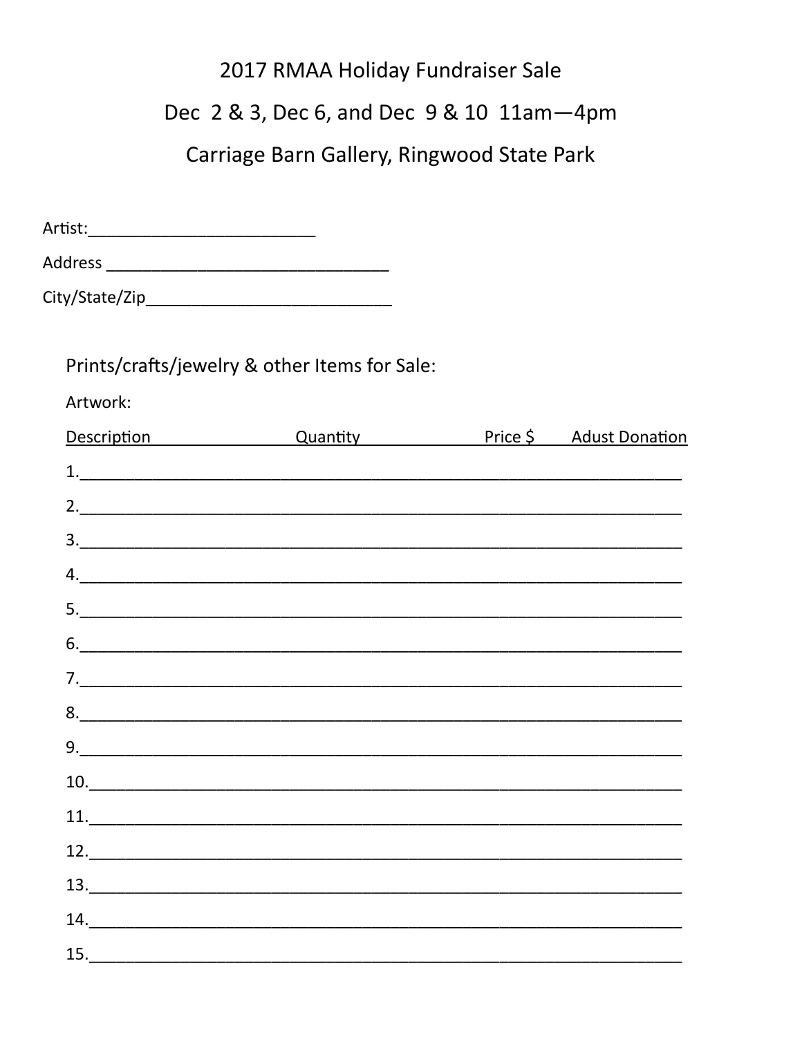# 2017 RMAA Holiday Fundraiser Sale

## Dec 2 & 3, Dec 6, and Dec 9 & 10 11am—4pm

## Carriage Barn Gallery, Ringwood State Park

Artist:_________________________

Address _______________________________

City/State/Zip___________________________

Prints/crafts/jewelry & other Items for Sale:

Artwork:

| Description | Quantity | Price $ | Adust Donation |
| --- | --- | --- | --- |
| 1. | | | |
| 2. | | | |
| 3. | | | |
| 4. | | | |
| 5. | | | |
| 6. | | | |
| 7. | | | |
| 8. | | | |
| 9. | | | |
| 10. | | | |
| 11. | | | |
| 12. | | | |
| 13. | | | |
| 14. | | | |
| 15. | | | |